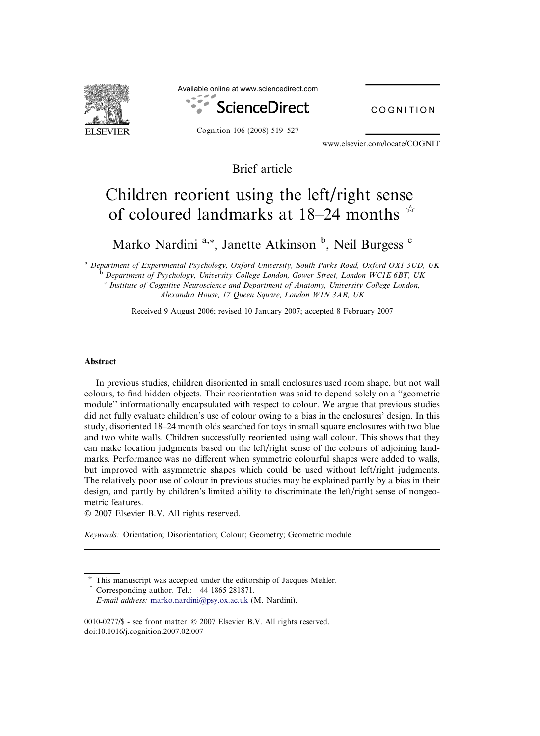Brief article

# Children reorient using the left/right sense of coloured landmarks at 18–24 months ☆

Marko Nardini [a,*], Janette Atkinson [b], Neil Burgess [c]

[a] *Department of Experimental Psychology, Oxford University, South Parks Road, Oxford OX1 3UD, UK*
[b] *Department of Psychology, University College London, Gower Street, London WC1E 6BT, UK*
[c] *Institute of Cognitive Neuroscience and Department of Anatomy, University College London, Alexandra House, 17 Queen Square, London W1N 3AR, UK*

Received 9 August 2006; revised 10 January 2007; accepted 8 February 2007

## Abstract

In previous studies, children disoriented in small enclosures used room shape, but not wall colours, to find hidden objects. Their reorientation was said to depend solely on a ''geometric module'' informationally encapsulated with respect to colour. We argue that previous studies did not fully evaluate children's use of colour owing to a bias in the enclosures' design. In this study, disoriented 18–24 month olds searched for toys in small square enclosures with two blue and two white walls. Children successfully reoriented using wall colour. This shows that they can make location judgments based on the left/right sense of the colours of adjoining landmarks. Performance was no different when symmetric colourful shapes were added to walls, but improved with asymmetric shapes which could be used without left/right judgments. The relatively poor use of colour in previous studies may be explained partly by a bias in their design, and partly by children's limited ability to discriminate the left/right sense of nongeometric features.

© 2007 Elsevier B.V. All rights reserved.

*Keywords:* Orientation; Disorientation; Colour; Geometry; Geometric module

---

☆ This manuscript was accepted under the editorship of Jacques Mehler.
\* Corresponding author. Tel.: +44 1865 281871.
*E-mail address:* marko.nardini@psy.ox.ac.uk (M. Nardini).

0010-0277/$ - see front matter © 2007 Elsevier B.V. All rights reserved.
doi:10.1016/j.cognition.2007.02.007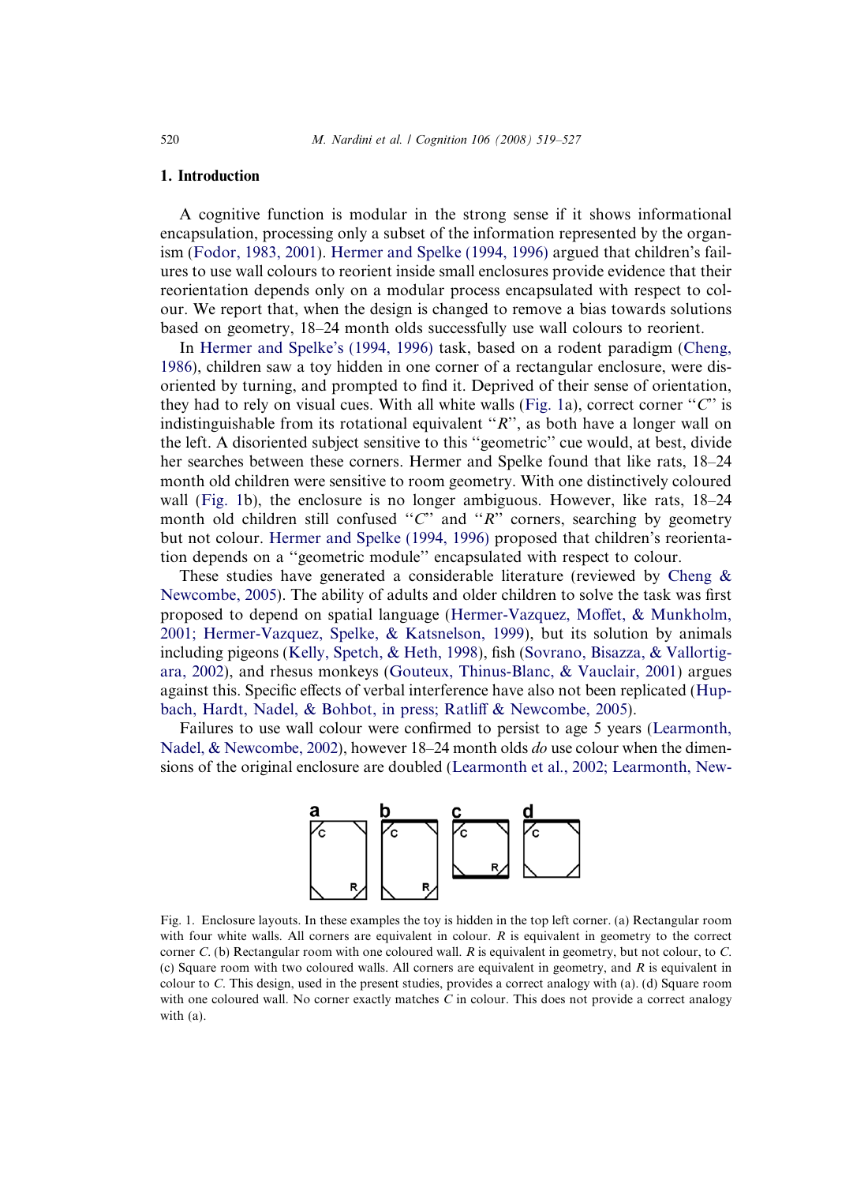## 1. Introduction

A cognitive function is modular in the strong sense if it shows informational encapsulation, processing only a subset of the information represented by the organism (Fodor, 1983, 2001). Hermer and Spelke (1994, 1996) argued that children's failures to use wall colours to reorient inside small enclosures provide evidence that their reorientation depends only on a modular process encapsulated with respect to colour. We report that, when the design is changed to remove a bias towards solutions based on geometry, 18–24 month olds successfully use wall colours to reorient.

In Hermer and Spelke's (1994, 1996) task, based on a rodent paradigm (Cheng, 1986), children saw a toy hidden in one corner of a rectangular enclosure, were disoriented by turning, and prompted to find it. Deprived of their sense of orientation, they had to rely on visual cues. With all white walls (Fig. 1a), correct corner "*C*" is indistinguishable from its rotational equivalent "*R*", as both have a longer wall on the left. A disoriented subject sensitive to this "geometric" cue would, at best, divide her searches between these corners. Hermer and Spelke found that like rats, 18–24 month old children were sensitive to room geometry. With one distinctively coloured wall (Fig. 1b), the enclosure is no longer ambiguous. However, like rats, 18–24 month old children still confused "*C*" and "*R*" corners, searching by geometry but not colour. Hermer and Spelke (1994, 1996) proposed that children's reorientation depends on a "geometric module" encapsulated with respect to colour.

These studies have generated a considerable literature (reviewed by Cheng & Newcombe, 2005). The ability of adults and older children to solve the task was first proposed to depend on spatial language (Hermer-Vazquez, Moffet, & Munkholm, 2001; Hermer-Vazquez, Spelke, & Katsnelson, 1999), but its solution by animals including pigeons (Kelly, Spetch, & Heth, 1998), fish (Sovrano, Bisazza, & Vallortigara, 2002), and rhesus monkeys (Gouteux, Thinus-Blanc, & Vauclair, 2001) argues against this. Specific effects of verbal interference have also not been replicated (Hupbach, Hardt, Nadel, & Bohbot, in press; Ratliff & Newcombe, 2005).

Failures to use wall colour were confirmed to persist to age 5 years (Learmonth, Nadel, & Newcombe, 2002), however 18–24 month olds *do* use colour when the dimensions of the original enclosure are doubled (Learmonth et al., 2002; Learmonth, New-

Fig. 1. Enclosure layouts. In these examples the toy is hidden in the top left corner. (a) Rectangular room with four white walls. All corners are equivalent in colour. *R* is equivalent in geometry to the correct corner *C*. (b) Rectangular room with one coloured wall. *R* is equivalent in geometry, but not colour, to *C*. (c) Square room with two coloured walls. All corners are equivalent in geometry, and *R* is equivalent in colour to *C*. This design, used in the present studies, provides a correct analogy with (a). (d) Square room with one coloured wall. No corner exactly matches *C* in colour. This does not provide a correct analogy with (a).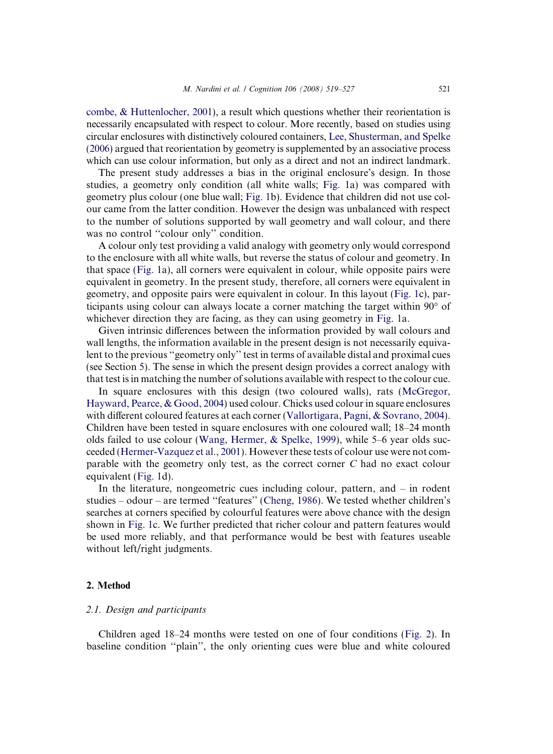combe, & Huttenlocher, 2001), a result which questions whether their reorientation is necessarily encapsulated with respect to colour. More recently, based on studies using circular enclosures with distinctively coloured containers, Lee, Shusterman, and Spelke (2006) argued that reorientation by geometry is supplemented by an associative process which can use colour information, but only as a direct and not an indirect landmark.

The present study addresses a bias in the original enclosure's design. In those studies, a geometry only condition (all white walls; Fig. 1a) was compared with geometry plus colour (one blue wall; Fig. 1b). Evidence that children did not use colour came from the latter condition. However the design was unbalanced with respect to the number of solutions supported by wall geometry and wall colour, and there was no control ''colour only'' condition.

A colour only test providing a valid analogy with geometry only would correspond to the enclosure with all white walls, but reverse the status of colour and geometry. In that space (Fig. 1a), all corners were equivalent in colour, while opposite pairs were equivalent in geometry. In the present study, therefore, all corners were equivalent in geometry, and opposite pairs were equivalent in colour. In this layout (Fig. 1c), participants using colour can always locate a corner matching the target within 90° of whichever direction they are facing, as they can using geometry in Fig. 1a.

Given intrinsic differences between the information provided by wall colours and wall lengths, the information available in the present design is not necessarily equivalent to the previous ''geometry only'' test in terms of available distal and proximal cues (see Section 5). The sense in which the present design provides a correct analogy with that test is in matching the number of solutions available with respect to the colour cue.

In square enclosures with this design (two coloured walls), rats (McGregor, Hayward, Pearce, & Good, 2004) used colour. Chicks used colour in square enclosures with different coloured features at each corner (Vallortigara, Pagni, & Sovrano, 2004). Children have been tested in square enclosures with one coloured wall; 18–24 month olds failed to use colour (Wang, Hermer, & Spelke, 1999), while 5–6 year olds succeeded (Hermer-Vazquez et al., 2001). However these tests of colour use were not comparable with the geometry only test, as the correct corner *C* had no exact colour equivalent (Fig. 1d).

In the literature, nongeometric cues including colour, pattern, and – in rodent studies – odour – are termed ''features'' (Cheng, 1986). We tested whether children's searches at corners specified by colourful features were above chance with the design shown in Fig. 1c. We further predicted that richer colour and pattern features would be used more reliably, and that performance would be best with features useable without left/right judgments.

## 2. Method

### 2.1. Design and participants

Children aged 18–24 months were tested on one of four conditions (Fig. 2). In baseline condition ''plain'', the only orienting cues were blue and white coloured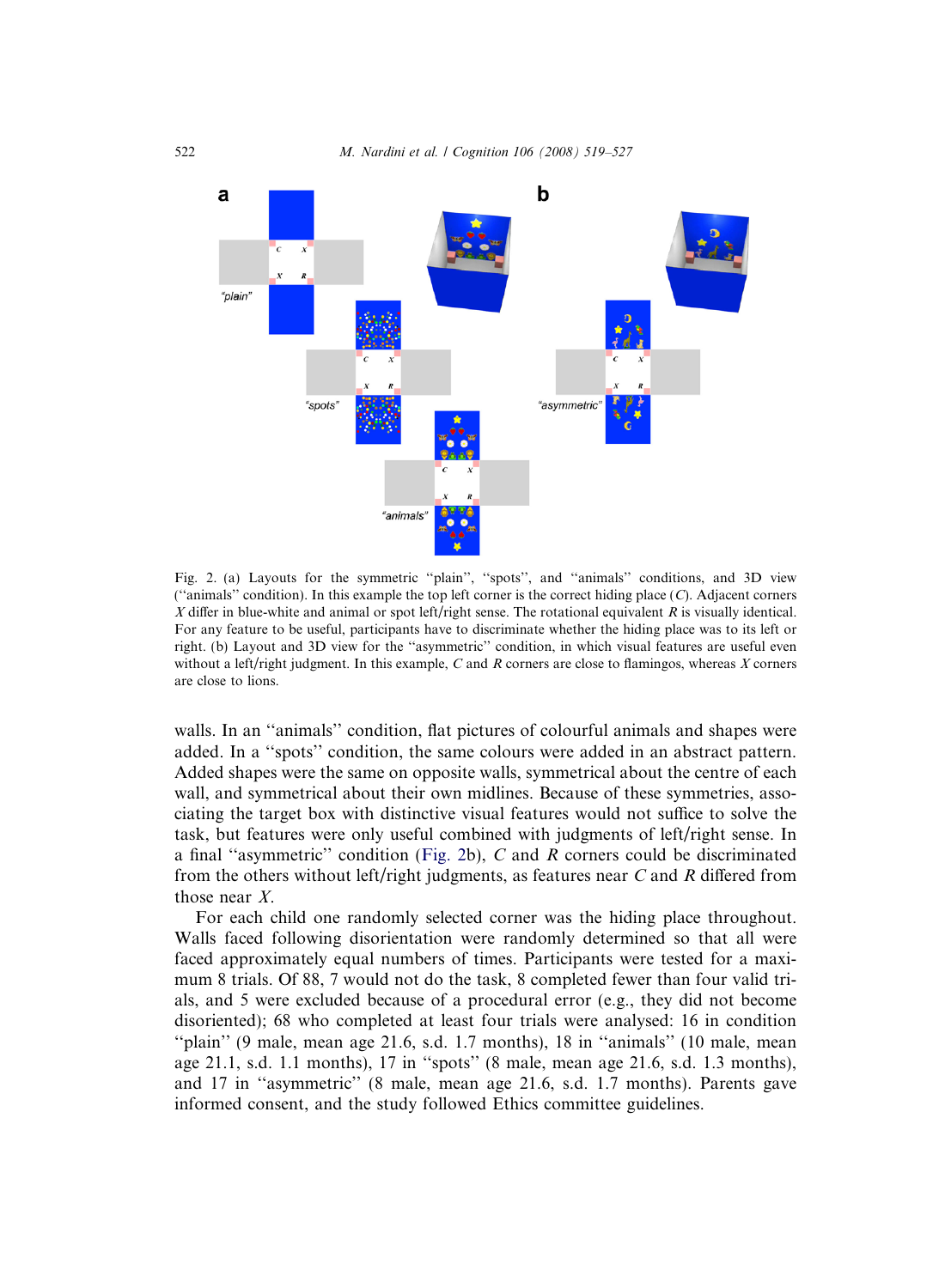Fig. 2. (a) Layouts for the symmetric "plain", "spots", and "animals" conditions, and 3D view ("animals" condition). In this example the top left corner is the correct hiding place ($C$). Adjacent corners $X$ differ in blue-white and animal or spot left/right sense. The rotational equivalent $R$ is visually identical. For any feature to be useful, participants have to discriminate whether the hiding place was to its left or right. (b) Layout and 3D view for the "asymmetric" condition, in which visual features are useful even without a left/right judgment. In this example, $C$ and $R$ corners are close to flamingos, whereas $X$ corners are close to lions.

walls. In an "animals" condition, flat pictures of colourful animals and shapes were added. In a "spots" condition, the same colours were added in an abstract pattern. Added shapes were the same on opposite walls, symmetrical about the centre of each wall, and symmetrical about their own midlines. Because of these symmetries, associating the target box with distinctive visual features would not suffice to solve the task, but features were only useful combined with judgments of left/right sense. In a final "asymmetric" condition (Fig. 2b), $C$ and $R$ corners could be discriminated from the others without left/right judgments, as features near $C$ and $R$ differed from those near $X$.

For each child one randomly selected corner was the hiding place throughout. Walls faced following disorientation were randomly determined so that all were faced approximately equal numbers of times. Participants were tested for a maximum 8 trials. Of 88, 7 would not do the task, 8 completed fewer than four valid trials, and 5 were excluded because of a procedural error (e.g., they did not become disoriented); 68 who completed at least four trials were analysed: 16 in condition "plain" (9 male, mean age 21.6, s.d. 1.7 months), 18 in "animals" (10 male, mean age 21.1, s.d. 1.1 months), 17 in "spots" (8 male, mean age 21.6, s.d. 1.3 months), and 17 in "asymmetric" (8 male, mean age 21.6, s.d. 1.7 months). Parents gave informed consent, and the study followed Ethics committee guidelines.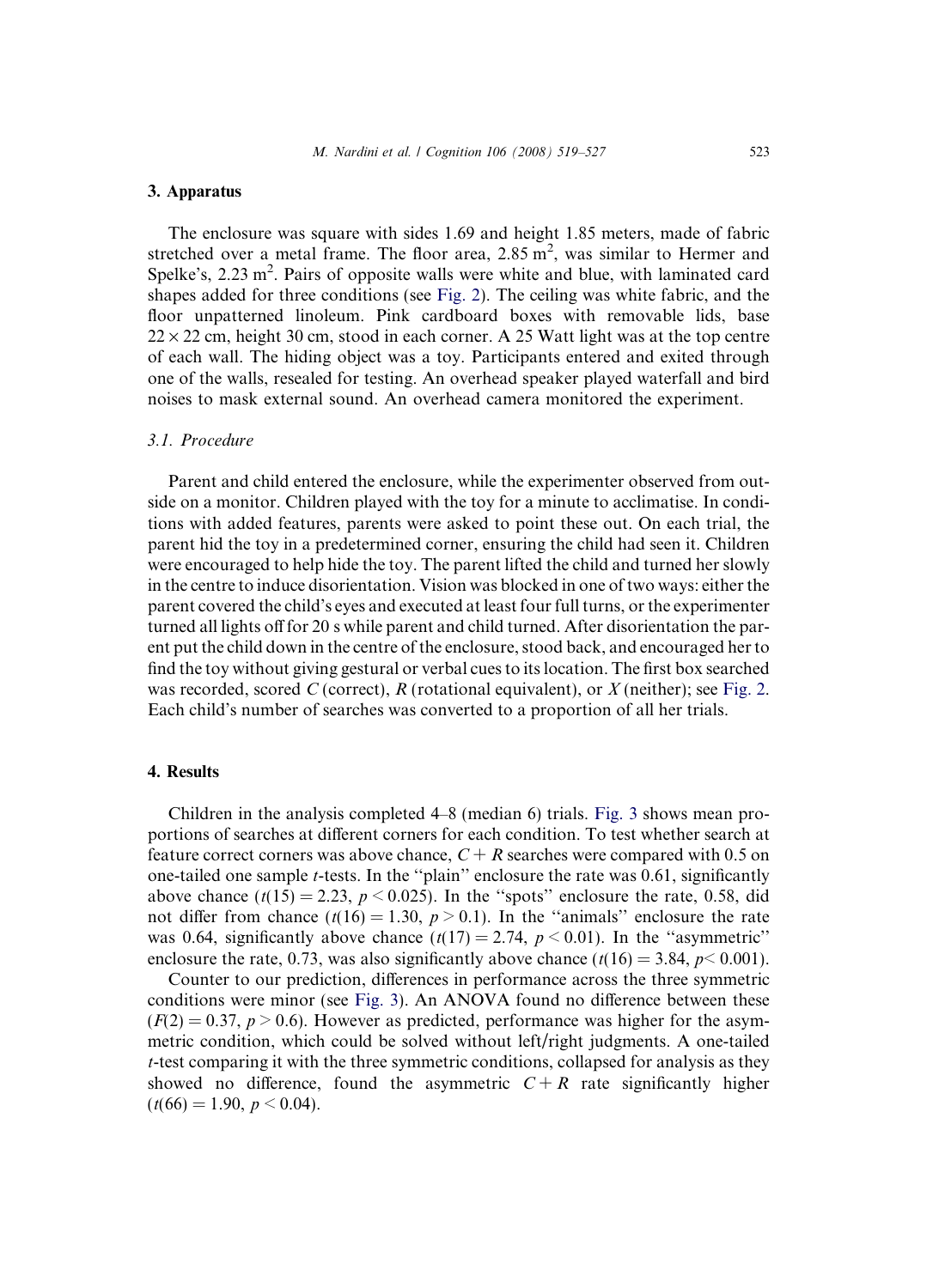## 3. Apparatus

The enclosure was square with sides 1.69 and height 1.85 meters, made of fabric stretched over a metal frame. The floor area, 2.85 m$^2$, was similar to Hermer and Spelke's, 2.23 m$^2$. Pairs of opposite walls were white and blue, with laminated card shapes added for three conditions (see Fig. 2). The ceiling was white fabric, and the floor unpatterned linoleum. Pink cardboard boxes with removable lids, base $22 \times 22$ cm, height 30 cm, stood in each corner. A 25 Watt light was at the top centre of each wall. The hiding object was a toy. Participants entered and exited through one of the walls, resealed for testing. An overhead speaker played waterfall and bird noises to mask external sound. An overhead camera monitored the experiment.

### 3.1. Procedure

Parent and child entered the enclosure, while the experimenter observed from outside on a monitor. Children played with the toy for a minute to acclimatise. In conditions with added features, parents were asked to point these out. On each trial, the parent hid the toy in a predetermined corner, ensuring the child had seen it. Children were encouraged to help hide the toy. The parent lifted the child and turned her slowly in the centre to induce disorientation. Vision was blocked in one of two ways: either the parent covered the child's eyes and executed at least four full turns, or the experimenter turned all lights off for 20 s while parent and child turned. After disorientation the parent put the child down in the centre of the enclosure, stood back, and encouraged her to find the toy without giving gestural or verbal cues to its location. The first box searched was recorded, scored *C* (correct), *R* (rotational equivalent), or *X* (neither); see Fig. 2. Each child's number of searches was converted to a proportion of all her trials.

## 4. Results

Children in the analysis completed 4–8 (median 6) trials. Fig. 3 shows mean proportions of searches at different corners for each condition. To test whether search at feature correct corners was above chance, $C + R$ searches were compared with 0.5 on one-tailed one sample *t*-tests. In the "plain" enclosure the rate was 0.61, significantly above chance ($t(15) = 2.23$, $p < 0.025$). In the "spots" enclosure the rate, 0.58, did not differ from chance ($t(16) = 1.30$, $p > 0.1$). In the "animals" enclosure the rate was 0.64, significantly above chance ($t(17) = 2.74$, $p < 0.01$). In the "asymmetric" enclosure the rate, 0.73, was also significantly above chance ($t(16) = 3.84$, $p < 0.001$).

Counter to our prediction, differences in performance across the three symmetric conditions were minor (see Fig. 3). An ANOVA found no difference between these ($F(2) = 0.37$, $p > 0.6$). However as predicted, performance was higher for the asymmetric condition, which could be solved without left/right judgments. A one-tailed *t*-test comparing it with the three symmetric conditions, collapsed for analysis as they showed no difference, found the asymmetric $C + R$ rate significantly higher ($t(66) = 1.90$, $p < 0.04$).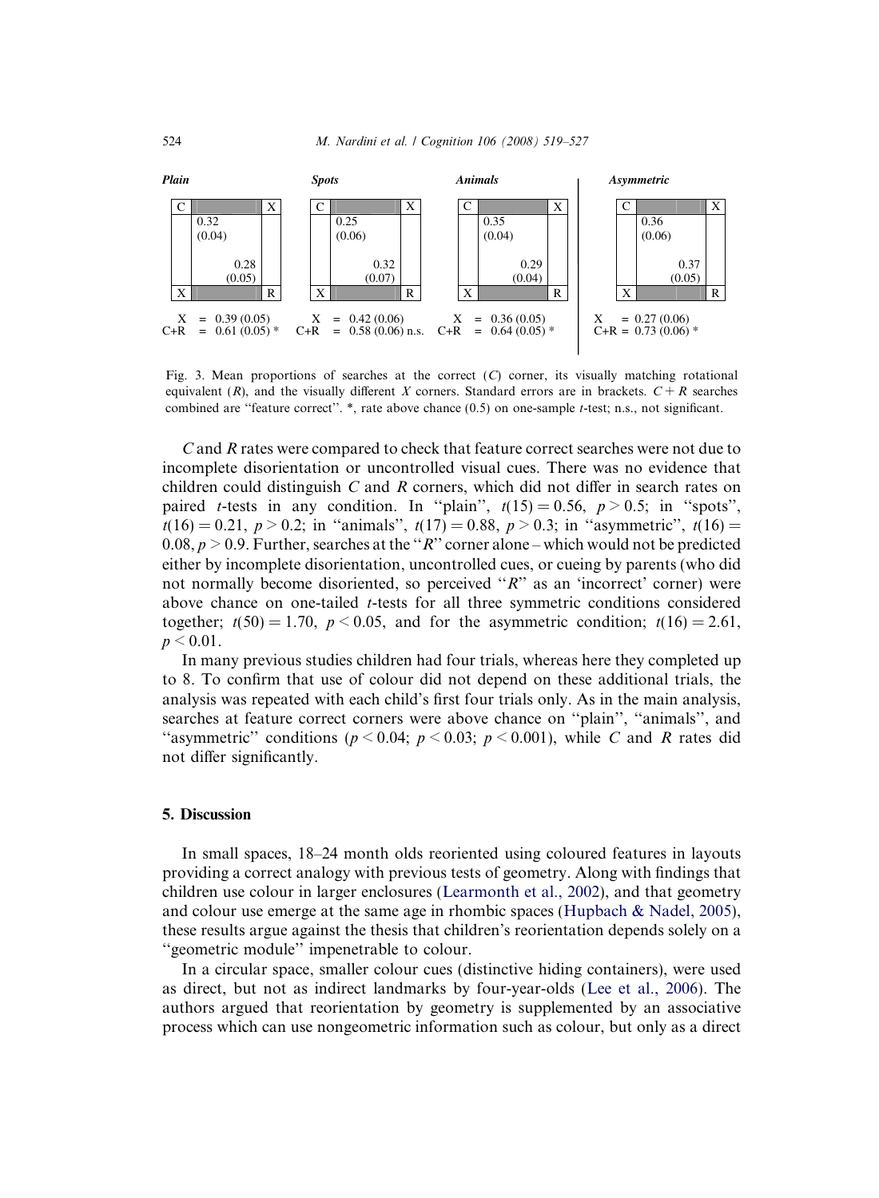**Plain**

| C | | X |
|---|---|---|
| | 0.32 (0.04) | |
| | 0.28 (0.05) | |
| X | | R |

X = 0.39 (0.05)
C+R = 0.61 (0.05) *

**Spots**

| C | | X |
|---|---|---|
| | 0.25 (0.06) | |
| | 0.32 (0.07) | |
| X | | R |

X = 0.42 (0.06)
C+R = 0.58 (0.06) n.s.

**Animals**

| C | | X |
|---|---|---|
| | 0.35 (0.04) | |
| | 0.29 (0.04) | |
| X | | R |

X = 0.36 (0.05)
C+R = 0.64 (0.05) *

**Asymmetric**

| C | | X |
|---|---|---|
| | 0.36 (0.06) | |
| | 0.37 (0.05) | |
| X | | R |

X = 0.27 (0.06)
C+R = 0.73 (0.06) *

Fig. 3. Mean proportions of searches at the correct ($C$) corner, its visually matching rotational equivalent ($R$), and the visually different $X$ corners. Standard errors are in brackets. $C + R$ searches combined are "feature correct". *, rate above chance (0.5) on one-sample $t$-test; n.s., not significant.

$C$ and $R$ rates were compared to check that feature correct searches were not due to incomplete disorientation or uncontrolled visual cues. There was no evidence that children could distinguish $C$ and $R$ corners, which did not differ in search rates on paired $t$-tests in any condition. In "plain", $t(15) = 0.56$, $p > 0.5$; in "spots", $t(16) = 0.21$, $p > 0.2$; in "animals", $t(17) = 0.88$, $p > 0.3$; in "asymmetric", $t(16) = 0.08$, $p > 0.9$. Further, searches at the "$R$" corner alone – which would not be predicted either by incomplete disorientation, uncontrolled cues, or cueing by parents (who did not normally become disoriented, so perceived "$R$" as an 'incorrect' corner) were above chance on one-tailed $t$-tests for all three symmetric conditions considered together; $t(50) = 1.70$, $p < 0.05$, and for the asymmetric condition; $t(16) = 2.61$, $p < 0.01$.

In many previous studies children had four trials, whereas here they completed up to 8. To confirm that use of colour did not depend on these additional trials, the analysis was repeated with each child's first four trials only. As in the main analysis, searches at feature correct corners were above chance on "plain", "animals", and "asymmetric" conditions ($p < 0.04$; $p < 0.03$; $p < 0.001$), while $C$ and $R$ rates did not differ significantly.

## 5. Discussion

In small spaces, 18–24 month olds reoriented using coloured features in layouts providing a correct analogy with previous tests of geometry. Along with findings that children use colour in larger enclosures (Learmonth et al., 2002), and that geometry and colour use emerge at the same age in rhombic spaces (Hupbach & Nadel, 2005), these results argue against the thesis that children's reorientation depends solely on a "geometric module" impenetrable to colour.

In a circular space, smaller colour cues (distinctive hiding containers), were used as direct, but not as indirect landmarks by four-year-olds (Lee et al., 2006). The authors argued that reorientation by geometry is supplemented by an associative process which can use nongeometric information such as colour, but only as a direct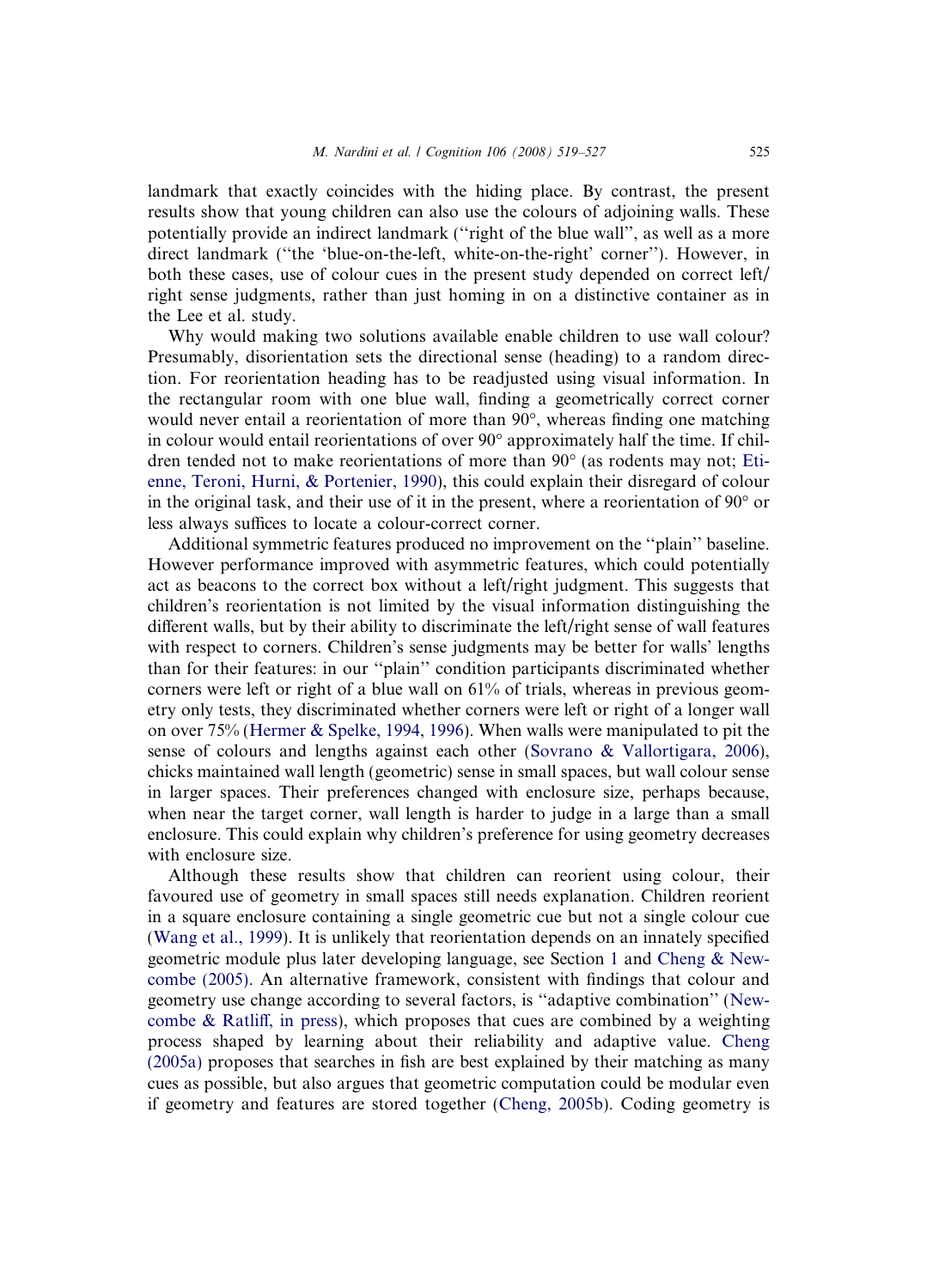landmark that exactly coincides with the hiding place. By contrast, the present results show that young children can also use the colours of adjoining walls. These potentially provide an indirect landmark (''right of the blue wall'', as well as a more direct landmark (''the 'blue-on-the-left, white-on-the-right' corner''). However, in both these cases, use of colour cues in the present study depended on correct left/right sense judgments, rather than just homing in on a distinctive container as in the Lee et al. study.

Why would making two solutions available enable children to use wall colour? Presumably, disorientation sets the directional sense (heading) to a random direction. For reorientation heading has to be readjusted using visual information. In the rectangular room with one blue wall, finding a geometrically correct corner would never entail a reorientation of more than 90°, whereas finding one matching in colour would entail reorientations of over 90° approximately half the time. If children tended not to make reorientations of more than 90° (as rodents may not; Etienne, Teroni, Hurni, & Portenier, 1990), this could explain their disregard of colour in the original task, and their use of it in the present, where a reorientation of 90° or less always suffices to locate a colour-correct corner.

Additional symmetric features produced no improvement on the ''plain'' baseline. However performance improved with asymmetric features, which could potentially act as beacons to the correct box without a left/right judgment. This suggests that children's reorientation is not limited by the visual information distinguishing the different walls, but by their ability to discriminate the left/right sense of wall features with respect to corners. Children's sense judgments may be better for walls' lengths than for their features: in our ''plain'' condition participants discriminated whether corners were left or right of a blue wall on 61% of trials, whereas in previous geometry only tests, they discriminated whether corners were left or right of a longer wall on over 75% (Hermer & Spelke, 1994, 1996). When walls were manipulated to pit the sense of colours and lengths against each other (Sovrano & Vallortigara, 2006), chicks maintained wall length (geometric) sense in small spaces, but wall colour sense in larger spaces. Their preferences changed with enclosure size, perhaps because, when near the target corner, wall length is harder to judge in a large than a small enclosure. This could explain why children's preference for using geometry decreases with enclosure size.

Although these results show that children can reorient using colour, their favoured use of geometry in small spaces still needs explanation. Children reorient in a square enclosure containing a single geometric cue but not a single colour cue (Wang et al., 1999). It is unlikely that reorientation depends on an innately specified geometric module plus later developing language, see Section 1 and Cheng & Newcombe (2005). An alternative framework, consistent with findings that colour and geometry use change according to several factors, is ''adaptive combination'' (Newcombe & Ratliff, in press), which proposes that cues are combined by a weighting process shaped by learning about their reliability and adaptive value. Cheng (2005a) proposes that searches in fish are best explained by their matching as many cues as possible, but also argues that geometric computation could be modular even if geometry and features are stored together (Cheng, 2005b). Coding geometry is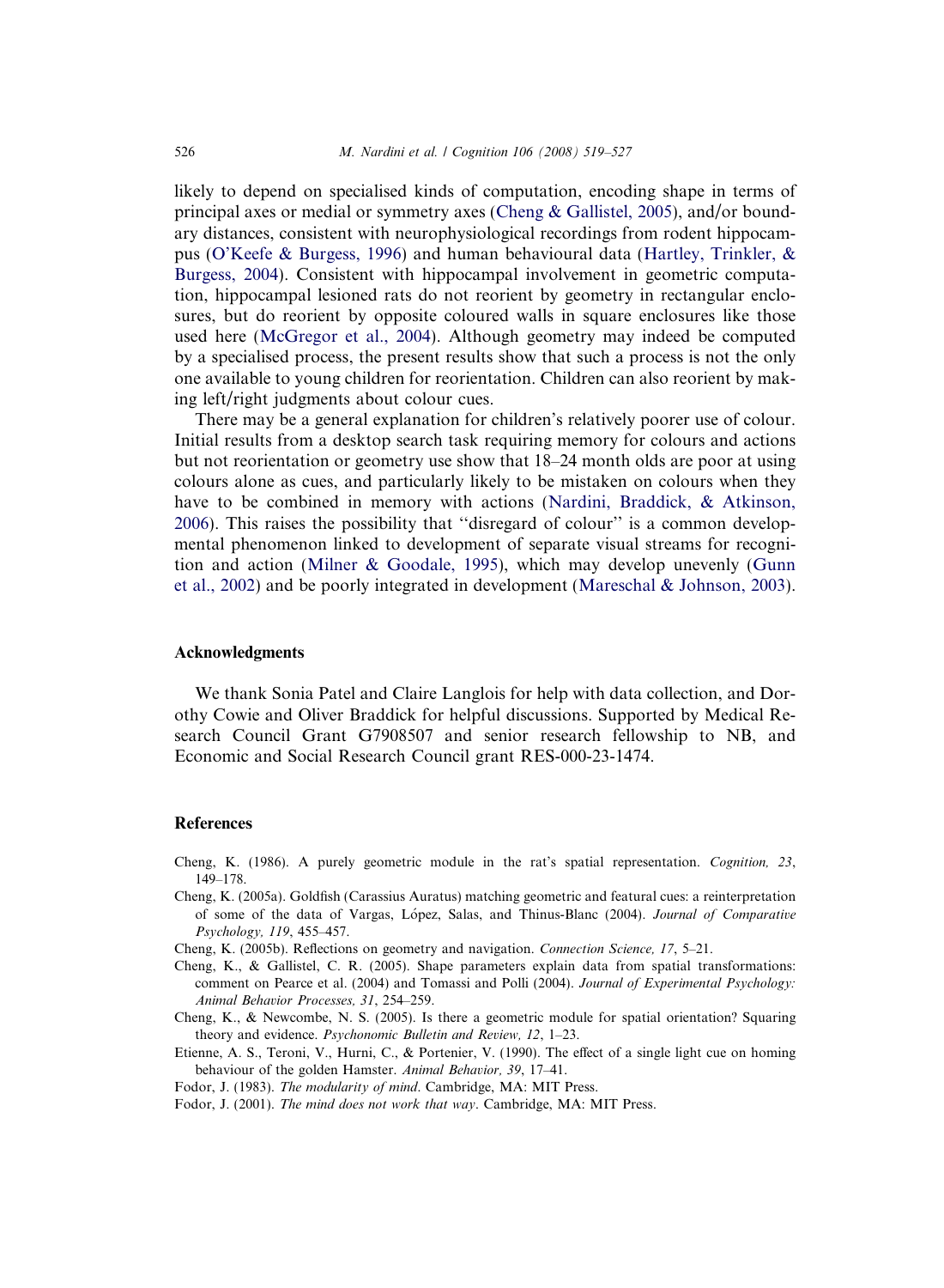likely to depend on specialised kinds of computation, encoding shape in terms of principal axes or medial or symmetry axes (Cheng & Gallistel, 2005), and/or boundary distances, consistent with neurophysiological recordings from rodent hippocampus (O'Keefe & Burgess, 1996) and human behavioural data (Hartley, Trinkler, & Burgess, 2004). Consistent with hippocampal involvement in geometric computation, hippocampal lesioned rats do not reorient by geometry in rectangular enclosures, but do reorient by opposite coloured walls in square enclosures like those used here (McGregor et al., 2004). Although geometry may indeed be computed by a specialised process, the present results show that such a process is not the only one available to young children for reorientation. Children can also reorient by making left/right judgments about colour cues.

There may be a general explanation for children's relatively poorer use of colour. Initial results from a desktop search task requiring memory for colours and actions but not reorientation or geometry use show that 18–24 month olds are poor at using colours alone as cues, and particularly likely to be mistaken on colours when they have to be combined in memory with actions (Nardini, Braddick, & Atkinson, 2006). This raises the possibility that "disregard of colour" is a common developmental phenomenon linked to development of separate visual streams for recognition and action (Milner & Goodale, 1995), which may develop unevenly (Gunn et al., 2002) and be poorly integrated in development (Mareschal & Johnson, 2003).

## Acknowledgments

We thank Sonia Patel and Claire Langlois for help with data collection, and Dorothy Cowie and Oliver Braddick for helpful discussions. Supported by Medical Research Council Grant G7908507 and senior research fellowship to NB, and Economic and Social Research Council grant RES-000-23-1474.

## References

Cheng, K. (1986). A purely geometric module in the rat's spatial representation. *Cognition, 23*, 149–178.

Cheng, K. (2005a). Goldfish (Carassius Auratus) matching geometric and featural cues: a reinterpretation of some of the data of Vargas, López, Salas, and Thinus-Blanc (2004). *Journal of Comparative Psychology, 119*, 455–457.

Cheng, K. (2005b). Reflections on geometry and navigation. *Connection Science, 17*, 5–21.

Cheng, K., & Gallistel, C. R. (2005). Shape parameters explain data from spatial transformations: comment on Pearce et al. (2004) and Tomassi and Polli (2004). *Journal of Experimental Psychology: Animal Behavior Processes, 31*, 254–259.

Cheng, K., & Newcombe, N. S. (2005). Is there a geometric module for spatial orientation? Squaring theory and evidence. *Psychonomic Bulletin and Review, 12*, 1–23.

Etienne, A. S., Teroni, V., Hurni, C., & Portenier, V. (1990). The effect of a single light cue on homing behaviour of the golden Hamster. *Animal Behavior, 39*, 17–41.

Fodor, J. (1983). *The modularity of mind*. Cambridge, MA: MIT Press.

Fodor, J. (2001). *The mind does not work that way*. Cambridge, MA: MIT Press.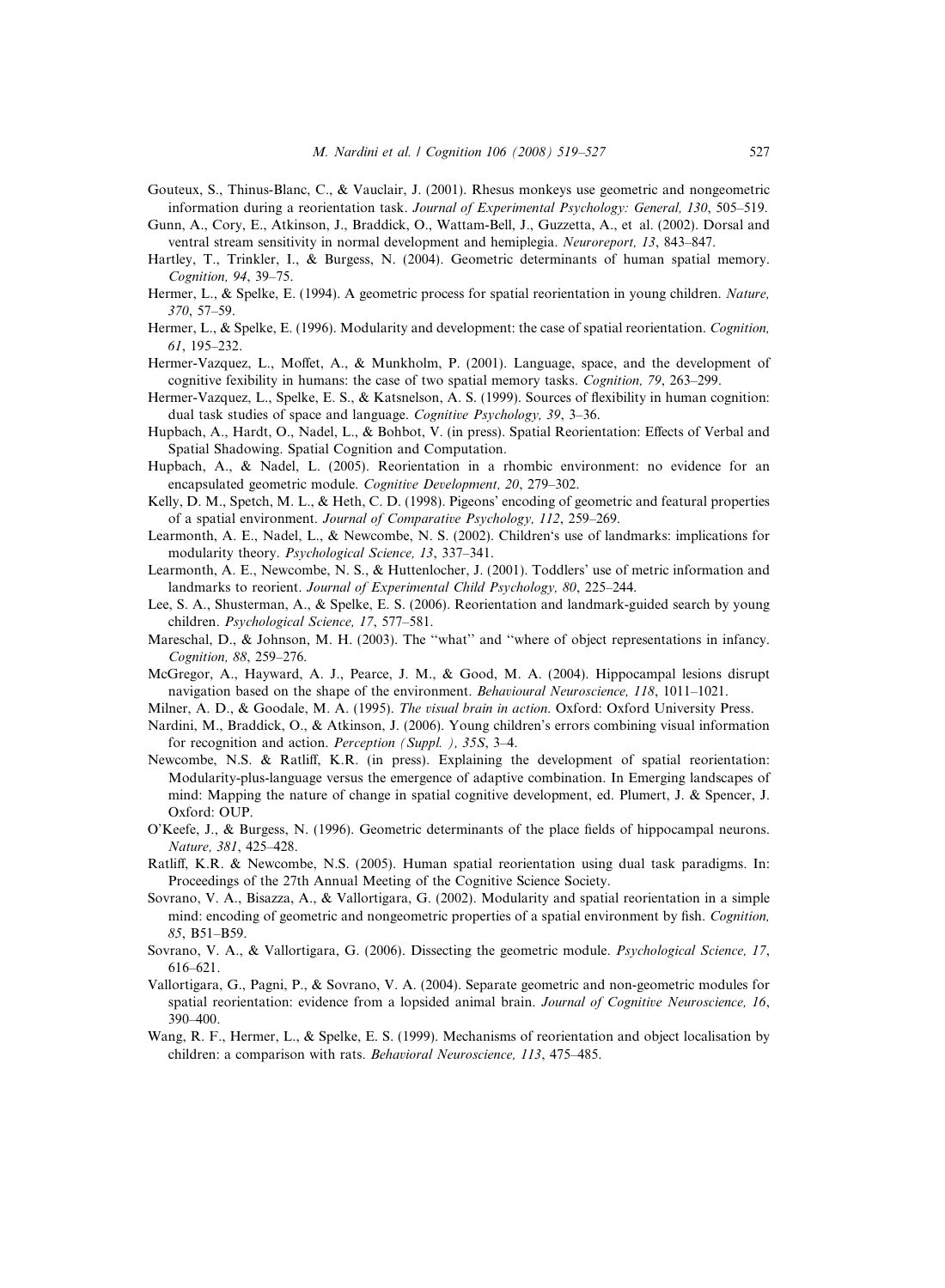Gouteux, S., Thinus-Blanc, C., & Vauclair, J. (2001). Rhesus monkeys use geometric and nongeometric information during a reorientation task. *Journal of Experimental Psychology: General, 130*, 505–519.

Gunn, A., Cory, E., Atkinson, J., Braddick, O., Wattam-Bell, J., Guzzetta, A., et al. (2002). Dorsal and ventral stream sensitivity in normal development and hemiplegia. *Neuroreport, 13*, 843–847.

Hartley, T., Trinkler, I., & Burgess, N. (2004). Geometric determinants of human spatial memory. *Cognition, 94*, 39–75.

Hermer, L., & Spelke, E. (1994). A geometric process for spatial reorientation in young children. *Nature, 370*, 57–59.

Hermer, L., & Spelke, E. (1996). Modularity and development: the case of spatial reorientation. *Cognition, 61*, 195–232.

Hermer-Vazquez, L., Moffet, A., & Munkholm, P. (2001). Language, space, and the development of cognitive fexibility in humans: the case of two spatial memory tasks. *Cognition, 79*, 263–299.

Hermer-Vazquez, L., Spelke, E. S., & Katsnelson, A. S. (1999). Sources of flexibility in human cognition: dual task studies of space and language. *Cognitive Psychology, 39*, 3–36.

Hupbach, A., Hardt, O., Nadel, L., & Bohbot, V. (in press). Spatial Reorientation: Effects of Verbal and Spatial Shadowing. Spatial Cognition and Computation.

Hupbach, A., & Nadel, L. (2005). Reorientation in a rhombic environment: no evidence for an encapsulated geometric module. *Cognitive Development, 20*, 279–302.

Kelly, D. M., Spetch, M. L., & Heth, C. D. (1998). Pigeons' encoding of geometric and featural properties of a spatial environment. *Journal of Comparative Psychology, 112*, 259–269.

Learmonth, A. E., Nadel, L., & Newcombe, N. S. (2002). Children's use of landmarks: implications for modularity theory. *Psychological Science, 13*, 337–341.

Learmonth, A. E., Newcombe, N. S., & Huttenlocher, J. (2001). Toddlers' use of metric information and landmarks to reorient. *Journal of Experimental Child Psychology, 80*, 225–244.

Lee, S. A., Shusterman, A., & Spelke, E. S. (2006). Reorientation and landmark-guided search by young children. *Psychological Science, 17*, 577–581.

Mareschal, D., & Johnson, M. H. (2003). The "what" and "where of object representations in infancy. *Cognition, 88*, 259–276.

McGregor, A., Hayward, A. J., Pearce, J. M., & Good, M. A. (2004). Hippocampal lesions disrupt navigation based on the shape of the environment. *Behavioural Neuroscience, 118*, 1011–1021.

Milner, A. D., & Goodale, M. A. (1995). *The visual brain in action*. Oxford: Oxford University Press.

Nardini, M., Braddick, O., & Atkinson, J. (2006). Young children's errors combining visual information for recognition and action. *Perception (Suppl. ), 35S*, 3–4.

Newcombe, N.S. & Ratliff, K.R. (in press). Explaining the development of spatial reorientation: Modularity-plus-language versus the emergence of adaptive combination. In Emerging landscapes of mind: Mapping the nature of change in spatial cognitive development, ed. Plumert, J. & Spencer, J. Oxford: OUP.

O'Keefe, J., & Burgess, N. (1996). Geometric determinants of the place fields of hippocampal neurons. *Nature, 381*, 425–428.

Ratliff, K.R. & Newcombe, N.S. (2005). Human spatial reorientation using dual task paradigms. In: Proceedings of the 27th Annual Meeting of the Cognitive Science Society.

Sovrano, V. A., Bisazza, A., & Vallortigara, G. (2002). Modularity and spatial reorientation in a simple mind: encoding of geometric and nongeometric properties of a spatial environment by fish. *Cognition, 85*, B51–B59.

Sovrano, V. A., & Vallortigara, G. (2006). Dissecting the geometric module. *Psychological Science, 17*, 616–621.

Vallortigara, G., Pagni, P., & Sovrano, V. A. (2004). Separate geometric and non-geometric modules for spatial reorientation: evidence from a lopsided animal brain. *Journal of Cognitive Neuroscience, 16*, 390–400.

Wang, R. F., Hermer, L., & Spelke, E. S. (1999). Mechanisms of reorientation and object localisation by children: a comparison with rats. *Behavioral Neuroscience, 113*, 475–485.